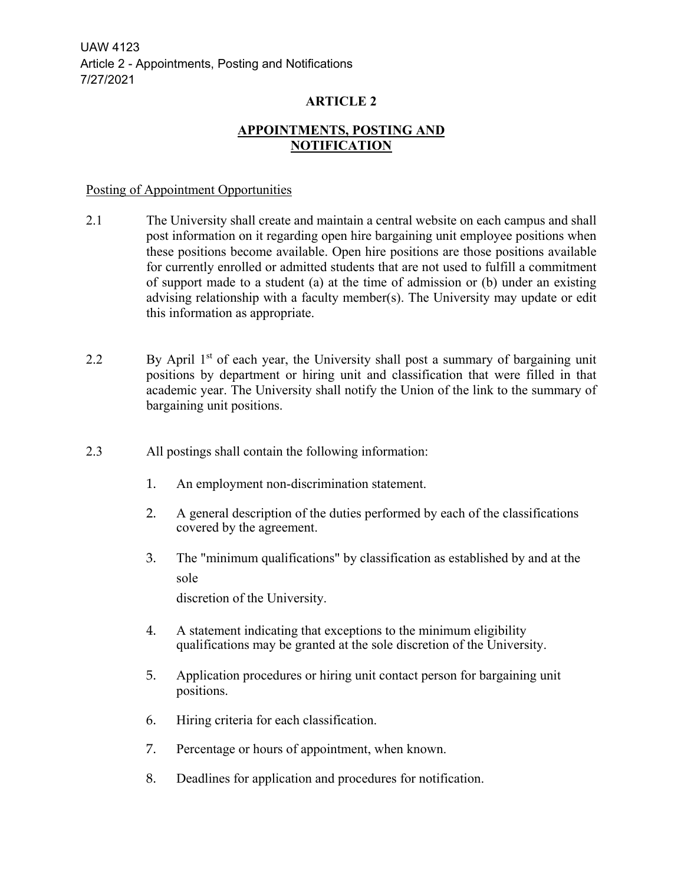## ARTICLE 2

## APPOINTMENTS, POSTING AND NOTIFICATION

Posting of Appointment Opportunities

2.1 The University shall create and maintain a central website on each campus and shall post information on it regarding open hire bargaining unit employee positions when these positions become available. Open hire positions are those positions available for currently enrolled or admitted students that are not used to fulfill a commitment of support made to a student (a) at the time of admission or (b) under an existing advising relationship with a faculty member(s). The University may update or edit this information as appropriate.

2.2 By April 1st of each year, the University shall post a summary of bargaining unit positions by department or hiring unit and classification that were filled in that academic year. The University shall notify the Union of the link to the summary of bargaining unit positions.

2.3 All postings shall contain the following information:

1. An employment non-discrimination statement.
2. A general description of the duties performed by each of the classifications covered by the agreement.
3. The "minimum qualifications" by classification as established by and at the sole discretion of the University.
4. A statement indicating that exceptions to the minimum eligibility qualifications may be granted at the sole discretion of the University.
5. Application procedures or hiring unit contact person for bargaining unit positions.
6. Hiring criteria for each classification.
7. Percentage or hours of appointment, when known.
8. Deadlines for application and procedures for notification.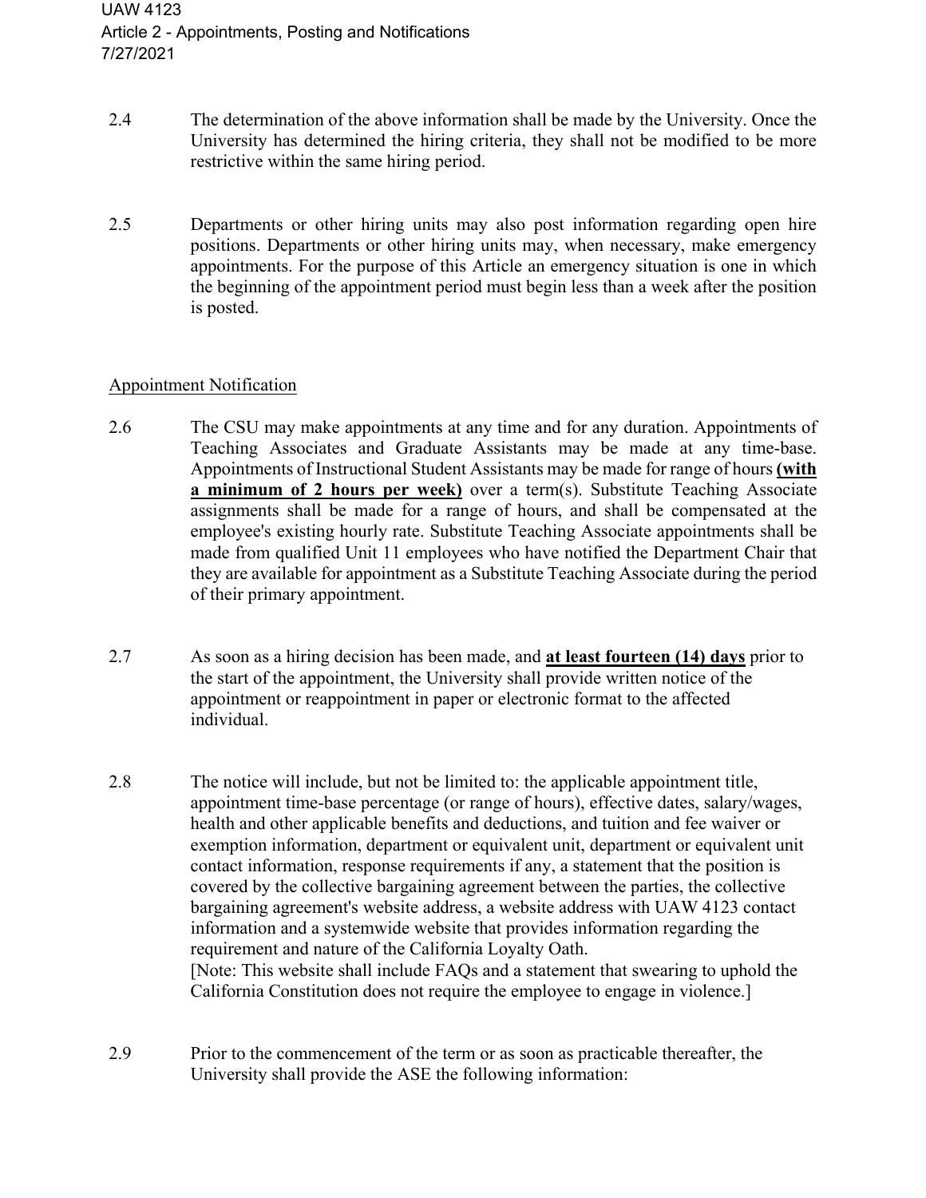2.4 The determination of the above information shall be made by the University. Once the University has determined the hiring criteria, they shall not be modified to be more restrictive within the same hiring period.

2.5 Departments or other hiring units may also post information regarding open hire positions. Departments or other hiring units may, when necessary, make emergency appointments. For the purpose of this Article an emergency situation is one in which the beginning of the appointment period must begin less than a week after the position is posted.

## Appointment Notification

2.6 The CSU may make appointments at any time and for any duration. Appointments of Teaching Associates and Graduate Assistants may be made at any time-base. Appointments of Instructional Student Assistants may be made for range of hours **(with a minimum of 2 hours per week)** over a term(s). Substitute Teaching Associate assignments shall be made for a range of hours, and shall be compensated at the employee's existing hourly rate. Substitute Teaching Associate appointments shall be made from qualified Unit 11 employees who have notified the Department Chair that they are available for appointment as a Substitute Teaching Associate during the period of their primary appointment.

2.7 As soon as a hiring decision has been made, and **at least fourteen (14) days** prior to the start of the appointment, the University shall provide written notice of the appointment or reappointment in paper or electronic format to the affected individual.

2.8 The notice will include, but not be limited to: the applicable appointment title, appointment time-base percentage (or range of hours), effective dates, salary/wages, health and other applicable benefits and deductions, and tuition and fee waiver or exemption information, department or equivalent unit, department or equivalent unit contact information, response requirements if any, a statement that the position is covered by the collective bargaining agreement between the parties, the collective bargaining agreement's website address, a website address with UAW 4123 contact information and a systemwide website that provides information regarding the requirement and nature of the California Loyalty Oath.
[Note: This website shall include FAQs and a statement that swearing to uphold the California Constitution does not require the employee to engage in violence.]

2.9 Prior to the commencement of the term or as soon as practicable thereafter, the University shall provide the ASE the following information: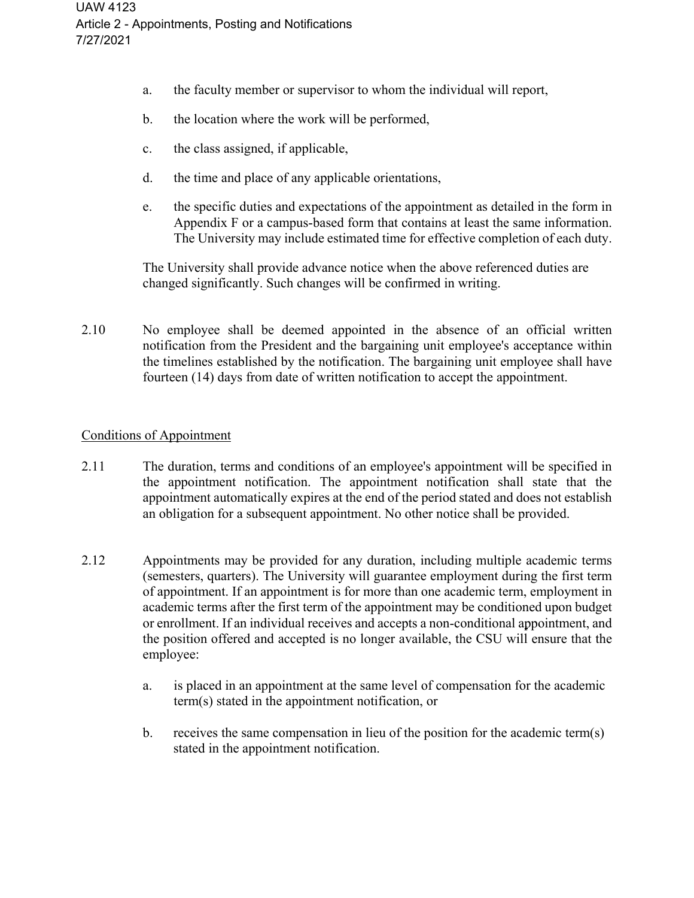a. the faculty member or supervisor to whom the individual will report,

b. the location where the work will be performed,

c. the class assigned, if applicable,

d. the time and place of any applicable orientations,

e. the specific duties and expectations of the appointment as detailed in the form in Appendix F or a campus-based form that contains at least the same information. The University may include estimated time for effective completion of each duty.

The University shall provide advance notice when the above referenced duties are changed significantly. Such changes will be confirmed in writing.

2.10 No employee shall be deemed appointed in the absence of an official written notification from the President and the bargaining unit employee's acceptance within the timelines established by the notification. The bargaining unit employee shall have fourteen (14) days from date of written notification to accept the appointment.

## Conditions of Appointment

2.11 The duration, terms and conditions of an employee's appointment will be specified in the appointment notification. The appointment notification shall state that the appointment automatically expires at the end of the period stated and does not establish an obligation for a subsequent appointment. No other notice shall be provided.

2.12 Appointments may be provided for any duration, including multiple academic terms (semesters, quarters). The University will guarantee employment during the first term of appointment. If an appointment is for more than one academic term, employment in academic terms after the first term of the appointment may be conditioned upon budget or enrollment. If an individual receives and accepts a non-conditional appointment, and the position offered and accepted is no longer available, the CSU will ensure that the employee:

a. is placed in an appointment at the same level of compensation for the academic term(s) stated in the appointment notification, or

b. receives the same compensation in lieu of the position for the academic term(s) stated in the appointment notification.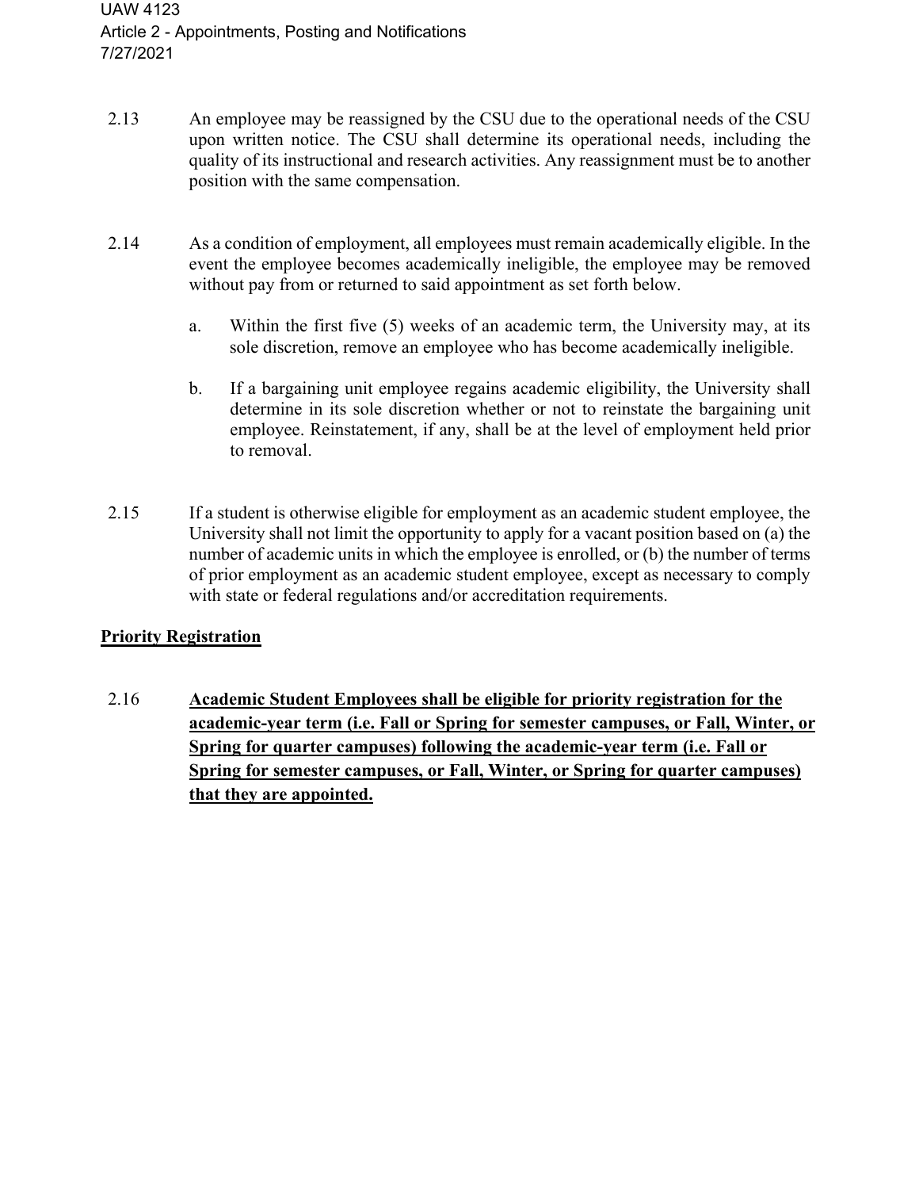2.13 An employee may be reassigned by the CSU due to the operational needs of the CSU upon written notice. The CSU shall determine its operational needs, including the quality of its instructional and research activities. Any reassignment must be to another position with the same compensation.

2.14 As a condition of employment, all employees must remain academically eligible. In the event the employee becomes academically ineligible, the employee may be removed without pay from or returned to said appointment as set forth below.

a. Within the first five (5) weeks of an academic term, the University may, at its sole discretion, remove an employee who has become academically ineligible.

b. If a bargaining unit employee regains academic eligibility, the University shall determine in its sole discretion whether or not to reinstate the bargaining unit employee. Reinstatement, if any, shall be at the level of employment held prior to removal.

2.15 If a student is otherwise eligible for employment as an academic student employee, the University shall not limit the opportunity to apply for a vacant position based on (a) the number of academic units in which the employee is enrolled, or (b) the number of terms of prior employment as an academic student employee, except as necessary to comply with state or federal regulations and/or accreditation requirements.

**<u>Priority Registration</u>**

2.16 **<u>Academic Student Employees shall be eligible for priority registration for the academic-year term (i.e. Fall or Spring for semester campuses, or Fall, Winter, or Spring for quarter campuses) following the academic-year term (i.e. Fall or Spring for semester campuses, or Fall, Winter, or Spring for quarter campuses) that they are appointed.</u>**